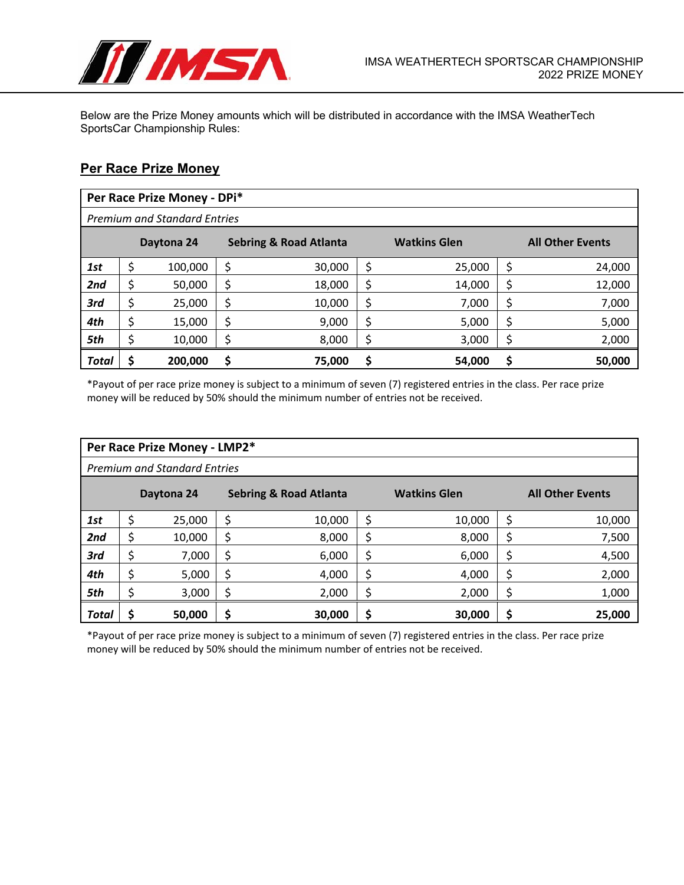IMSA WEATHERTECH SPORTSCAR CHAMPIONSHIP
2022 PRIZE MONEY

Below are the Prize Money amounts which will be distributed in accordance with the IMSA WeatherTech SportsCar Championship Rules:

## Per Race Prize Money

**Per Race Prize Money - DPi***

*Premium and Standard Entries*

| | Daytona 24 | Sebring & Road Atlanta | Watkins Glen | All Other Events |
|---|---|---|---|---|
| ***1st*** | $ 100,000 | $ 30,000 | $ 25,000 | $ 24,000 |
| ***2nd*** | $ 50,000 | $ 18,000 | $ 14,000 | $ 12,000 |
| ***3rd*** | $ 25,000 | $ 10,000 | $ 7,000 | $ 7,000 |
| ***4th*** | $ 15,000 | $ 9,000 | $ 5,000 | $ 5,000 |
| ***5th*** | $ 10,000 | $ 8,000 | $ 3,000 | $ 2,000 |
| ***Total*** | **$ 200,000** | **$ 75,000** | **$ 54,000** | **$ 50,000** |

*Payout of per race prize money is subject to a minimum of seven (7) registered entries in the class. Per race prize money will be reduced by 50% should the minimum number of entries not be received.

**Per Race Prize Money - LMP2***

*Premium and Standard Entries*

| | Daytona 24 | Sebring & Road Atlanta | Watkins Glen | All Other Events |
|---|---|---|---|---|
| ***1st*** | $ 25,000 | $ 10,000 | $ 10,000 | $ 10,000 |
| ***2nd*** | $ 10,000 | $ 8,000 | $ 8,000 | $ 7,500 |
| ***3rd*** | $ 7,000 | $ 6,000 | $ 6,000 | $ 4,500 |
| ***4th*** | $ 5,000 | $ 4,000 | $ 4,000 | $ 2,000 |
| ***5th*** | $ 3,000 | $ 2,000 | $ 2,000 | $ 1,000 |
| ***Total*** | **$ 50,000** | **$ 30,000** | **$ 30,000** | **$ 25,000** |

*Payout of per race prize money is subject to a minimum of seven (7) registered entries in the class. Per race prize money will be reduced by 50% should the minimum number of entries not be received.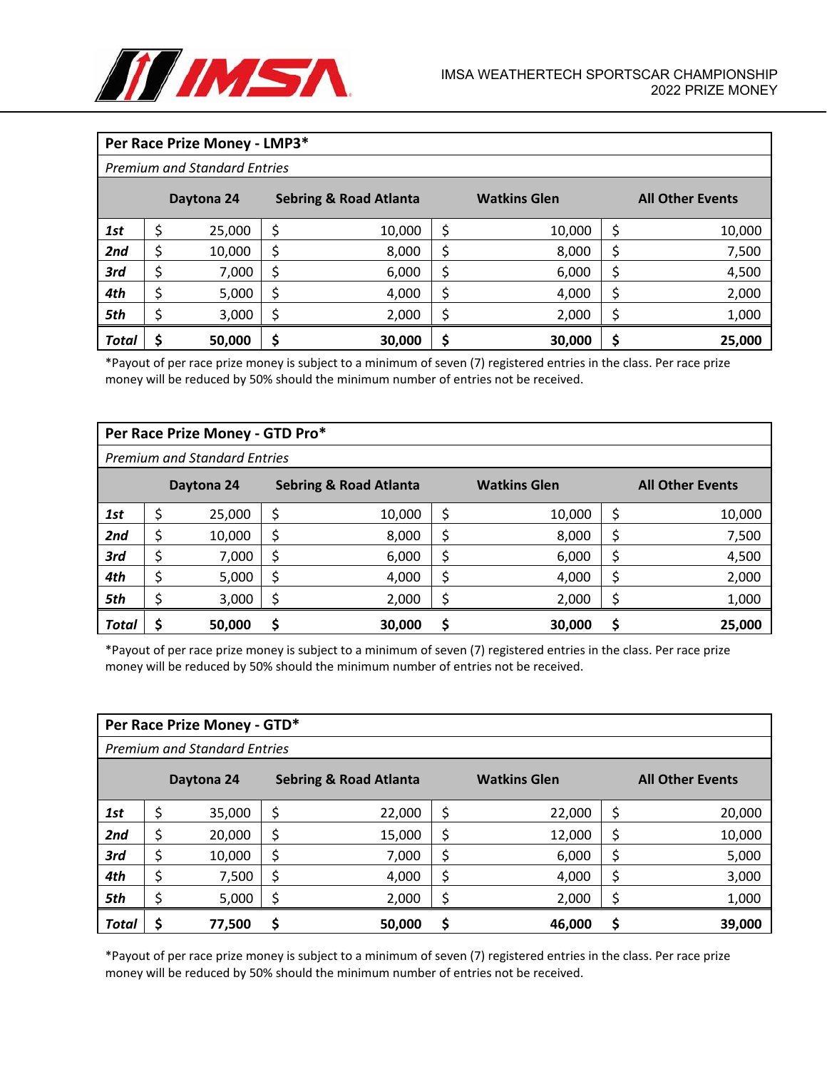IMSA WEATHERTECH SPORTSCAR CHAMPIONSHIP
2022 PRIZE MONEY

**Per Race Prize Money - LMP3***

*Premium and Standard Entries*

| | Daytona 24 | Sebring & Road Atlanta | Watkins Glen | All Other Events |
|---|---|---|---|---|
| ***1st*** | $ 25,000 | $ 10,000 | $ 10,000 | $ 10,000 |
| ***2nd*** | $ 10,000 | $ 8,000 | $ 8,000 | $ 7,500 |
| ***3rd*** | $ 7,000 | $ 6,000 | $ 6,000 | $ 4,500 |
| ***4th*** | $ 5,000 | $ 4,000 | $ 4,000 | $ 2,000 |
| ***5th*** | $ 3,000 | $ 2,000 | $ 2,000 | $ 1,000 |
| ***Total*** | **$ 50,000** | **$ 30,000** | **$ 30,000** | **$ 25,000** |

*Payout of per race prize money is subject to a minimum of seven (7) registered entries in the class. Per race prize money will be reduced by 50% should the minimum number of entries not be received.

**Per Race Prize Money - GTD Pro***

*Premium and Standard Entries*

| | Daytona 24 | Sebring & Road Atlanta | Watkins Glen | All Other Events |
|---|---|---|---|---|
| ***1st*** | $ 25,000 | $ 10,000 | $ 10,000 | $ 10,000 |
| ***2nd*** | $ 10,000 | $ 8,000 | $ 8,000 | $ 7,500 |
| ***3rd*** | $ 7,000 | $ 6,000 | $ 6,000 | $ 4,500 |
| ***4th*** | $ 5,000 | $ 4,000 | $ 4,000 | $ 2,000 |
| ***5th*** | $ 3,000 | $ 2,000 | $ 2,000 | $ 1,000 |
| ***Total*** | **$ 50,000** | **$ 30,000** | **$ 30,000** | **$ 25,000** |

*Payout of per race prize money is subject to a minimum of seven (7) registered entries in the class. Per race prize money will be reduced by 50% should the minimum number of entries not be received.

**Per Race Prize Money - GTD***

*Premium and Standard Entries*

| | Daytona 24 | Sebring & Road Atlanta | Watkins Glen | All Other Events |
|---|---|---|---|---|
| ***1st*** | $ 35,000 | $ 22,000 | $ 22,000 | $ 20,000 |
| ***2nd*** | $ 20,000 | $ 15,000 | $ 12,000 | $ 10,000 |
| ***3rd*** | $ 10,000 | $ 7,000 | $ 6,000 | $ 5,000 |
| ***4th*** | $ 7,500 | $ 4,000 | $ 4,000 | $ 3,000 |
| ***5th*** | $ 5,000 | $ 2,000 | $ 2,000 | $ 1,000 |
| ***Total*** | **$ 77,500** | **$ 50,000** | **$ 46,000** | **$ 39,000** |

*Payout of per race prize money is subject to a minimum of seven (7) registered entries in the class. Per race prize money will be reduced by 50% should the minimum number of entries not be received.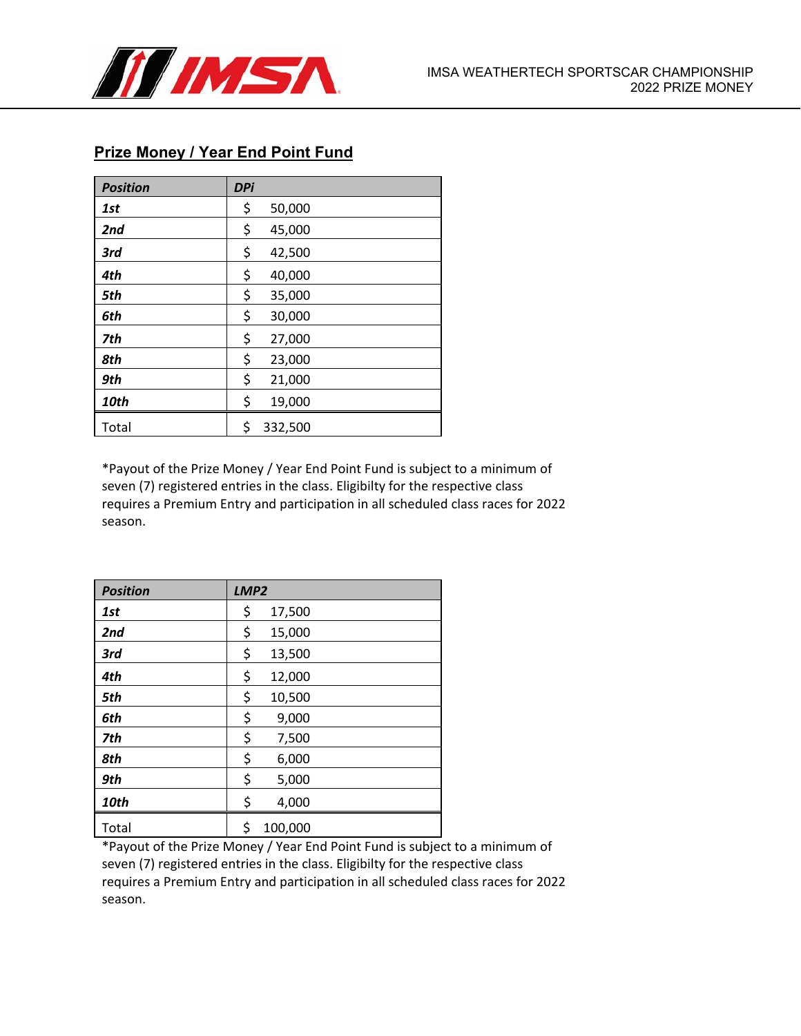## Prize Money / Year End Point Fund

| ***Position*** | ***DPi*** |
|---|---|
| ***1st*** | $ 50,000 |
| ***2nd*** | $ 45,000 |
| ***3rd*** | $ 42,500 |
| ***4th*** | $ 40,000 |
| ***5th*** | $ 35,000 |
| ***6th*** | $ 30,000 |
| ***7th*** | $ 27,000 |
| ***8th*** | $ 23,000 |
| ***9th*** | $ 21,000 |
| ***10th*** | $ 19,000 |
| Total | $ 332,500 |

*Payout of the Prize Money / Year End Point Fund is subject to a minimum of seven (7) registered entries in the class. Eligibilty for the respective class requires a Premium Entry and participation in all scheduled class races for 2022 season.

| ***Position*** | ***LMP2*** |
|---|---|
| ***1st*** | $ 17,500 |
| ***2nd*** | $ 15,000 |
| ***3rd*** | $ 13,500 |
| ***4th*** | $ 12,000 |
| ***5th*** | $ 10,500 |
| ***6th*** | $ 9,000 |
| ***7th*** | $ 7,500 |
| ***8th*** | $ 6,000 |
| ***9th*** | $ 5,000 |
| ***10th*** | $ 4,000 |
| Total | $ 100,000 |

*Payout of the Prize Money / Year End Point Fund is subject to a minimum of seven (7) registered entries in the class. Eligibilty for the respective class requires a Premium Entry and participation in all scheduled class races for 2022 season.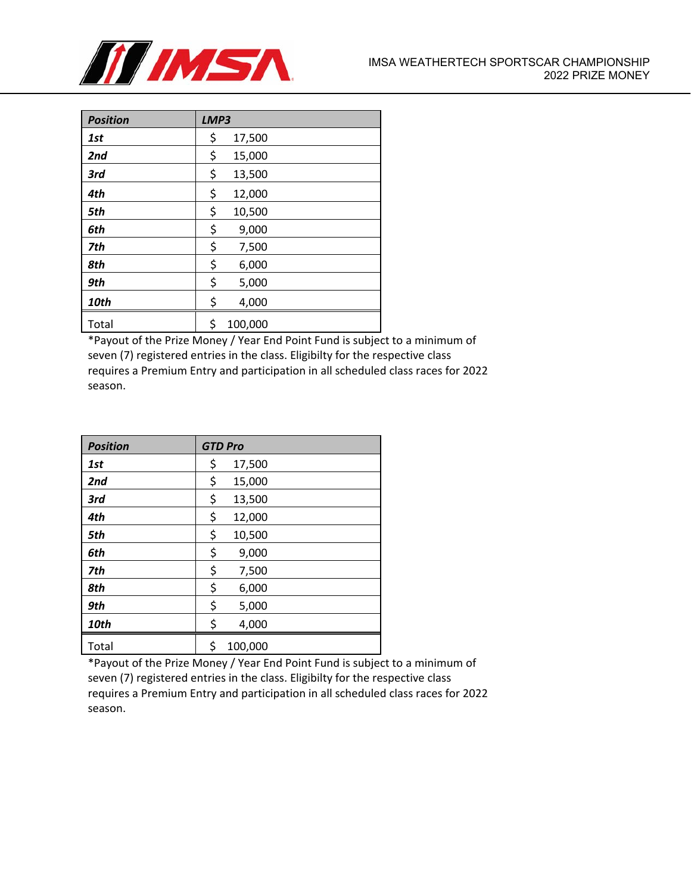| *Position* | *LMP3* |
|---|---|
| ***1st*** | $ 17,500 |
| ***2nd*** | $ 15,000 |
| ***3rd*** | $ 13,500 |
| ***4th*** | $ 12,000 |
| ***5th*** | $ 10,500 |
| ***6th*** | $ 9,000 |
| ***7th*** | $ 7,500 |
| ***8th*** | $ 6,000 |
| ***9th*** | $ 5,000 |
| ***10th*** | $ 4,000 |
| Total | $ 100,000 |

*Payout of the Prize Money / Year End Point Fund is subject to a minimum of seven (7) registered entries in the class. Eligibilty for the respective class requires a Premium Entry and participation in all scheduled class races for 2022 season.

| *Position* | *GTD Pro* |
|---|---|
| ***1st*** | $ 17,500 |
| ***2nd*** | $ 15,000 |
| ***3rd*** | $ 13,500 |
| ***4th*** | $ 12,000 |
| ***5th*** | $ 10,500 |
| ***6th*** | $ 9,000 |
| ***7th*** | $ 7,500 |
| ***8th*** | $ 6,000 |
| ***9th*** | $ 5,000 |
| ***10th*** | $ 4,000 |
| Total | $ 100,000 |

*Payout of the Prize Money / Year End Point Fund is subject to a minimum of seven (7) registered entries in the class. Eligibilty for the respective class requires a Premium Entry and participation in all scheduled class races for 2022 season.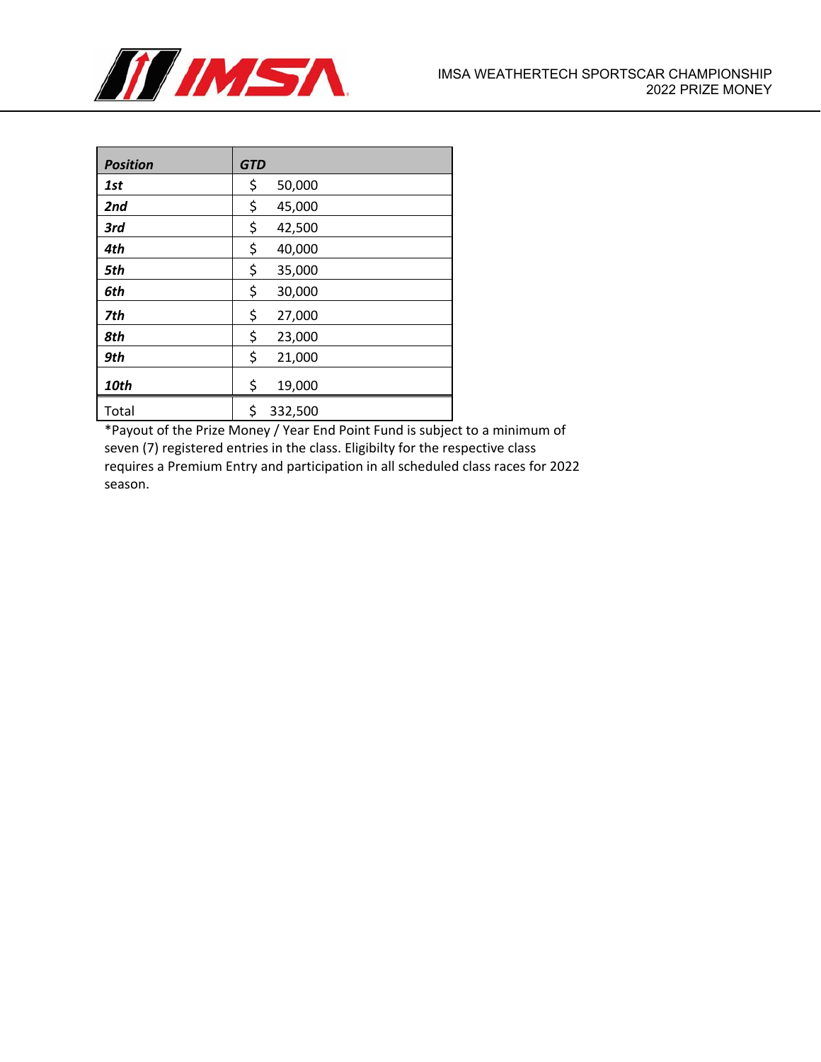IMSA WEATHERTECH SPORTSCAR CHAMPIONSHIP
2022 PRIZE MONEY

| ***Position*** | ***GTD*** |
|---|---|
| ***1st*** | $ 50,000 |
| ***2nd*** | $ 45,000 |
| ***3rd*** | $ 42,500 |
| ***4th*** | $ 40,000 |
| ***5th*** | $ 35,000 |
| ***6th*** | $ 30,000 |
| ***7th*** | $ 27,000 |
| ***8th*** | $ 23,000 |
| ***9th*** | $ 21,000 |
| ***10th*** | $ 19,000 |
| Total | $ 332,500 |

*Payout of the Prize Money / Year End Point Fund is subject to a minimum of seven (7) registered entries in the class. Eligibilty for the respective class requires a Premium Entry and participation in all scheduled class races for 2022 season.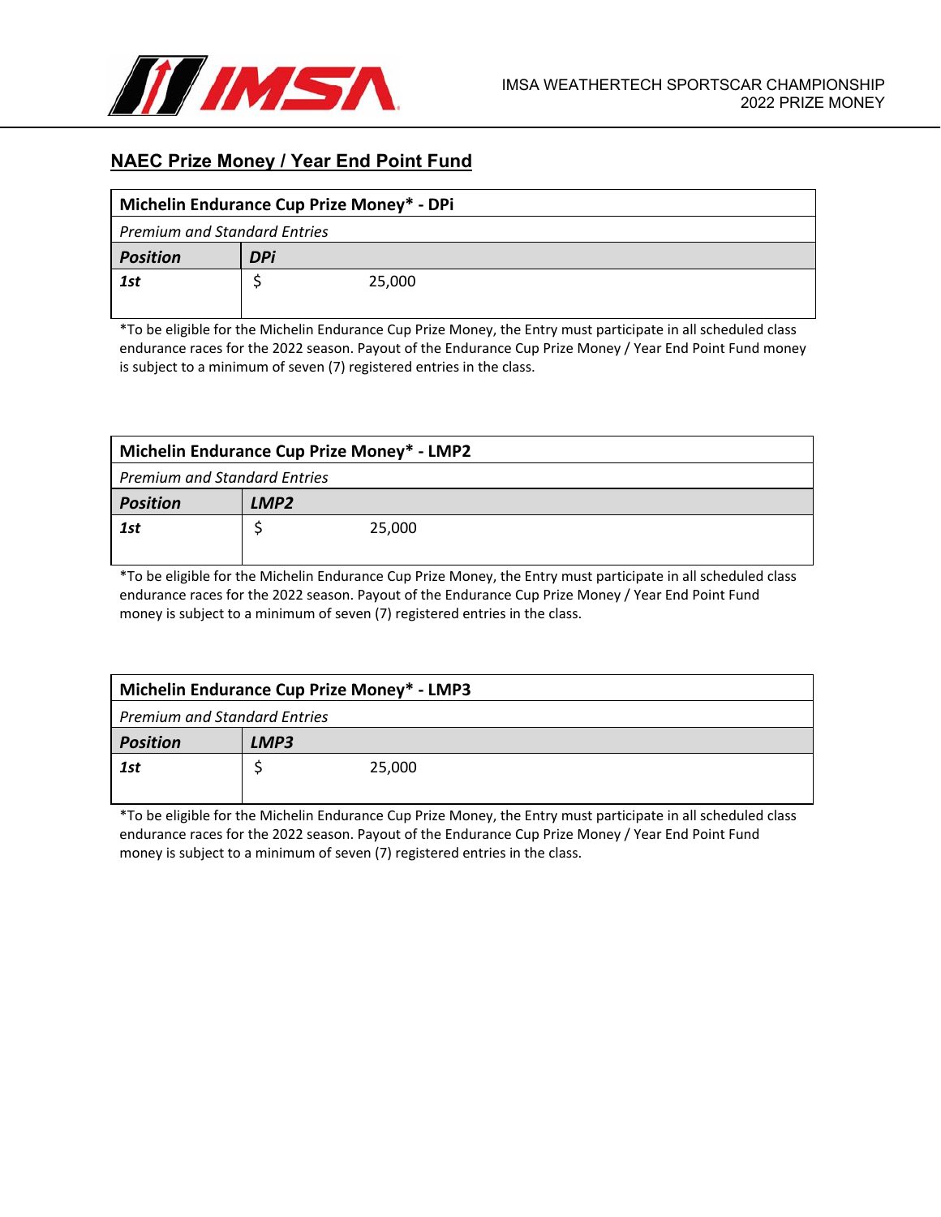## NAEC Prize Money / Year End Point Fund

| Michelin Endurance Cup Prize Money* - DPi | |
|---|---|
| *Premium and Standard Entries* | |
| ***Position*** | ***DPi*** |
| ***1st*** | $ 25,000 |

*To be eligible for the Michelin Endurance Cup Prize Money, the Entry must participate in all scheduled class endurance races for the 2022 season. Payout of the Endurance Cup Prize Money / Year End Point Fund money is subject to a minimum of seven (7) registered entries in the class.

| Michelin Endurance Cup Prize Money* - LMP2 | |
|---|---|
| *Premium and Standard Entries* | |
| ***Position*** | ***LMP2*** |
| ***1st*** | $ 25,000 |

*To be eligible for the Michelin Endurance Cup Prize Money, the Entry must participate in all scheduled class endurance races for the 2022 season. Payout of the Endurance Cup Prize Money / Year End Point Fund money is subject to a minimum of seven (7) registered entries in the class.

| Michelin Endurance Cup Prize Money* - LMP3 | |
|---|---|
| *Premium and Standard Entries* | |
| ***Position*** | ***LMP3*** |
| ***1st*** | $ 25,000 |

*To be eligible for the Michelin Endurance Cup Prize Money, the Entry must participate in all scheduled class endurance races for the 2022 season. Payout of the Endurance Cup Prize Money / Year End Point Fund money is subject to a minimum of seven (7) registered entries in the class.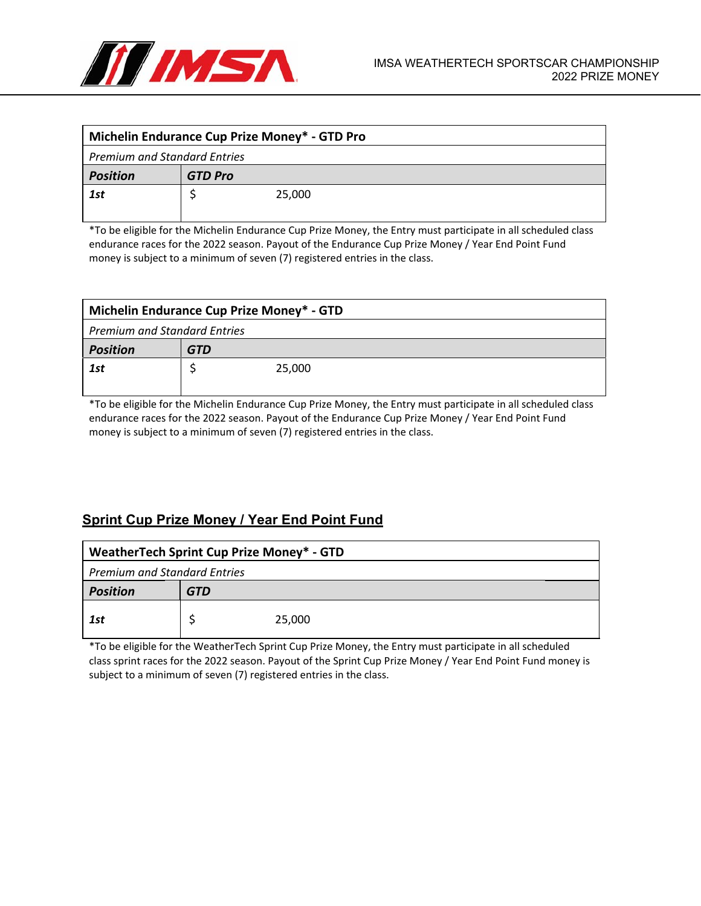| Michelin Endurance Cup Prize Money* - GTD Pro | | |
|---|---|---|
| *Premium and Standard Entries* | | |
| ***Position*** | ***GTD Pro*** | |
| ***1st*** | $ | 25,000 |

*To be eligible for the Michelin Endurance Cup Prize Money, the Entry must participate in all scheduled class endurance races for the 2022 season. Payout of the Endurance Cup Prize Money / Year End Point Fund money is subject to a minimum of seven (7) registered entries in the class.

| Michelin Endurance Cup Prize Money* - GTD | | |
|---|---|---|
| *Premium and Standard Entries* | | |
| ***Position*** | ***GTD*** | |
| ***1st*** | $ | 25,000 |

*To be eligible for the Michelin Endurance Cup Prize Money, the Entry must participate in all scheduled class endurance races for the 2022 season. Payout of the Endurance Cup Prize Money / Year End Point Fund money is subject to a minimum of seven (7) registered entries in the class.

## Sprint Cup Prize Money / Year End Point Fund

| WeatherTech Sprint Cup Prize Money* - GTD | | |
|---|---|---|
| *Premium and Standard Entries* | | |
| ***Position*** | ***GTD*** | |
| ***1st*** | $ | 25,000 |

*To be eligible for the WeatherTech Sprint Cup Prize Money, the Entry must participate in all scheduled class sprint races for the 2022 season. Payout of the Sprint Cup Prize Money / Year End Point Fund money is subject to a minimum of seven (7) registered entries in the class.